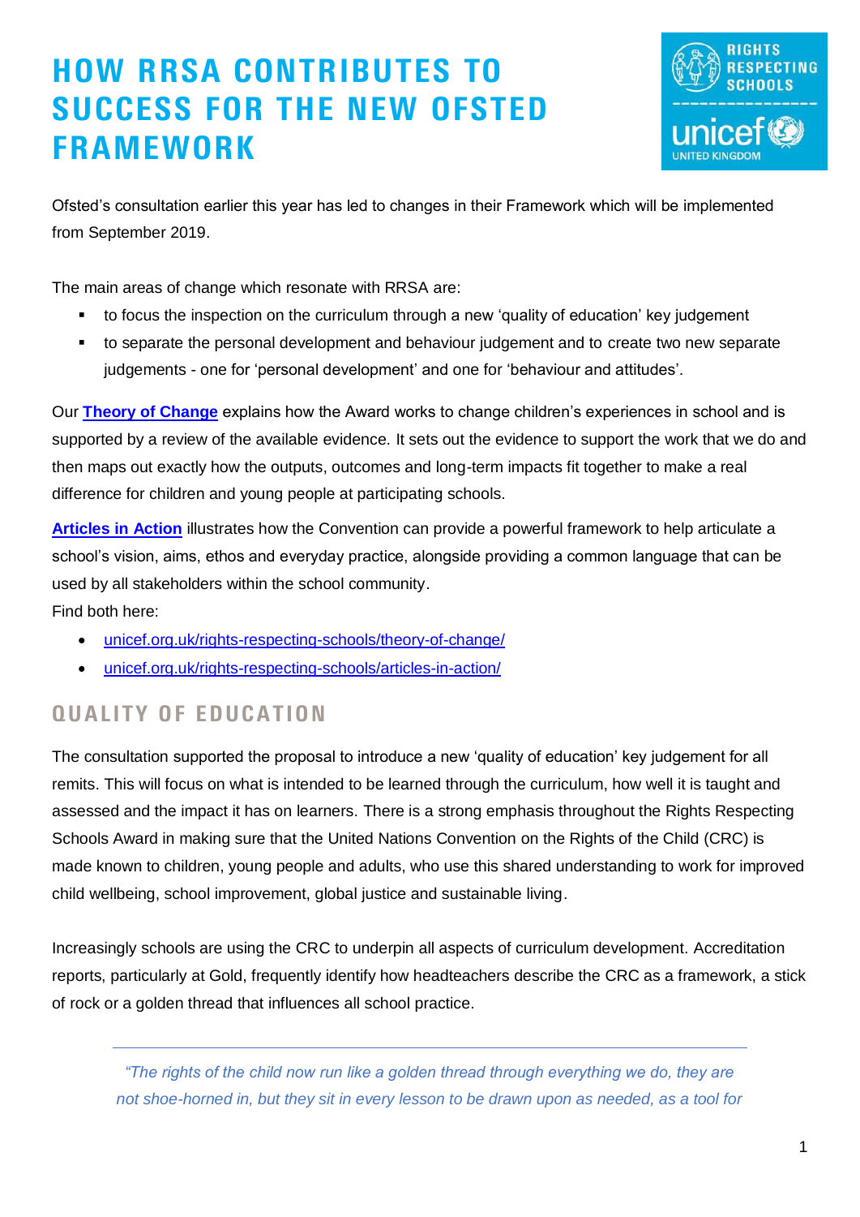# HOW RRSA CONTRIBUTES TO SUCCESS FOR THE NEW OFSTED FRAMEWORK

Ofsted's consultation earlier this year has led to changes in their Framework which will be implemented from September 2019.

The main areas of change which resonate with RRSA are:

- to focus the inspection on the curriculum through a new 'quality of education' key judgement
- to separate the personal development and behaviour judgement and to create two new separate judgements - one for 'personal development' and one for 'behaviour and attitudes'.

Our **Theory of Change** explains how the Award works to change children's experiences in school and is supported by a review of the available evidence. It sets out the evidence to support the work that we do and then maps out exactly how the outputs, outcomes and long-term impacts fit together to make a real difference for children and young people at participating schools.

**Articles in Action** illustrates how the Convention can provide a powerful framework to help articulate a school's vision, aims, ethos and everyday practice, alongside providing a common language that can be used by all stakeholders within the school community.

Find both here:

- unicef.org.uk/rights-respecting-schools/theory-of-change/
- unicef.org.uk/rights-respecting-schools/articles-in-action/

## QUALITY OF EDUCATION

The consultation supported the proposal to introduce a new 'quality of education' key judgement for all remits. This will focus on what is intended to be learned through the curriculum, how well it is taught and assessed and the impact it has on learners. There is a strong emphasis throughout the Rights Respecting Schools Award in making sure that the United Nations Convention on the Rights of the Child (CRC) is made known to children, young people and adults, who use this shared understanding to work for improved child wellbeing, school improvement, global justice and sustainable living.

Increasingly schools are using the CRC to underpin all aspects of curriculum development. Accreditation reports, particularly at Gold, frequently identify how headteachers describe the CRC as a framework, a stick of rock or a golden thread that influences all school practice.

---

*"The rights of the child now run like a golden thread through everything we do, they are not shoe-horned in, but they sit in every lesson to be drawn upon as needed, as a tool for*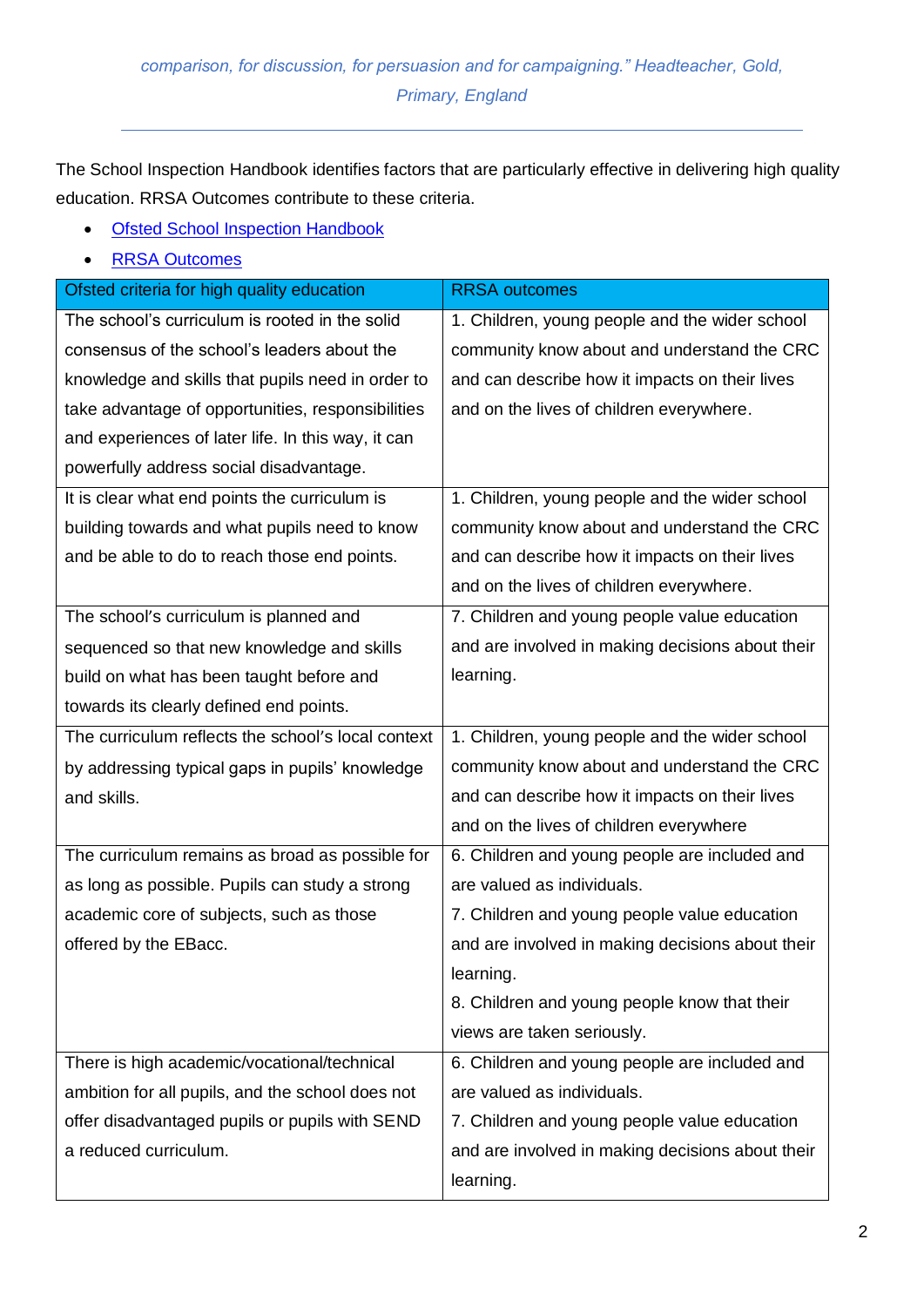*comparison, for discussion, for persuasion and for campaigning." Headteacher, Gold, Primary, England*

---

The School Inspection Handbook identifies factors that are particularly effective in delivering high quality education. RRSA Outcomes contribute to these criteria.

- Ofsted School Inspection Handbook
- RRSA Outcomes

| Ofsted criteria for high quality education | RRSA outcomes |
|---|---|
| The school's curriculum is rooted in the solid consensus of the school's leaders about the knowledge and skills that pupils need in order to take advantage of opportunities, responsibilities and experiences of later life. In this way, it can powerfully address social disadvantage. | 1. Children, young people and the wider school community know about and understand the CRC and can describe how it impacts on their lives and on the lives of children everywhere. |
| It is clear what end points the curriculum is building towards and what pupils need to know and be able to do to reach those end points. | 1. Children, young people and the wider school community know about and understand the CRC and can describe how it impacts on their lives and on the lives of children everywhere. |
| The school's curriculum is planned and sequenced so that new knowledge and skills build on what has been taught before and towards its clearly defined end points. | 7. Children and young people value education and are involved in making decisions about their learning. |
| The curriculum reflects the school's local context by addressing typical gaps in pupils' knowledge and skills. | 1. Children, young people and the wider school community know about and understand the CRC and can describe how it impacts on their lives and on the lives of children everywhere |
| The curriculum remains as broad as possible for as long as possible. Pupils can study a strong academic core of subjects, such as those offered by the EBacc. | 6. Children and young people are included and are valued as individuals.<br>7. Children and young people value education and are involved in making decisions about their learning.<br>8. Children and young people know that their views are taken seriously. |
| There is high academic/vocational/technical ambition for all pupils, and the school does not offer disadvantaged pupils or pupils with SEND a reduced curriculum. | 6. Children and young people are included and are valued as individuals.<br>7. Children and young people value education and are involved in making decisions about their learning. |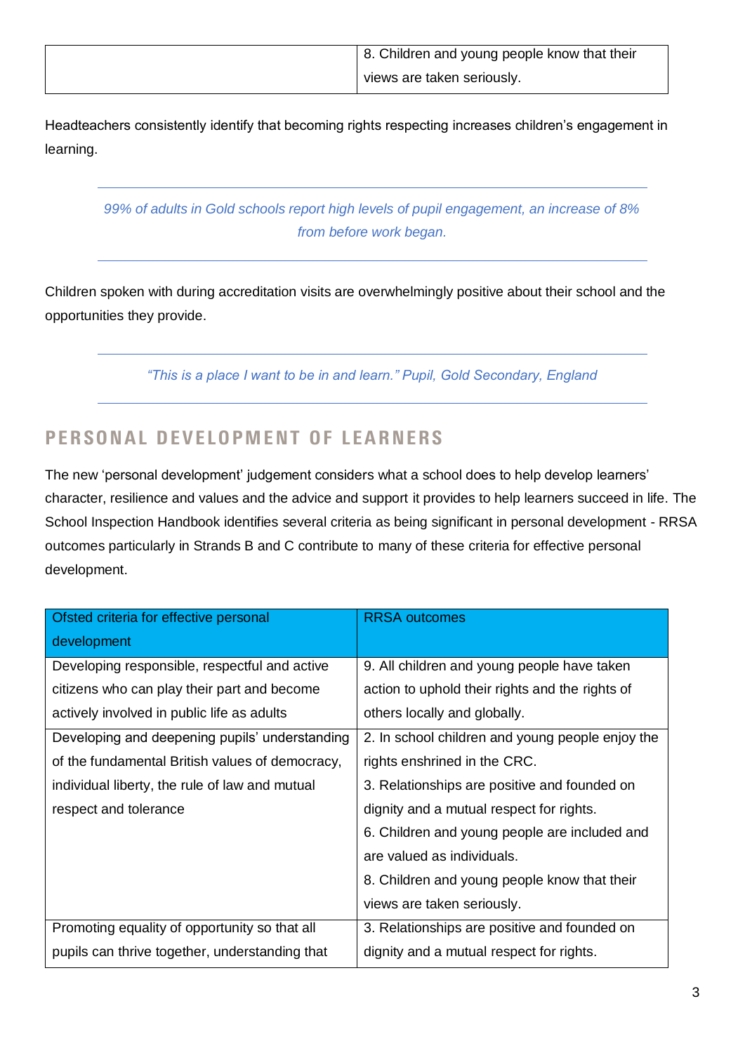| | 8. Children and young people know that their views are taken seriously. |
|---|---|

Headteachers consistently identify that becoming rights respecting increases children's engagement in learning.

*99% of adults in Gold schools report high levels of pupil engagement, an increase of 8% from before work began.*

Children spoken with during accreditation visits are overwhelmingly positive about their school and the opportunities they provide.

*"This is a place I want to be in and learn." Pupil, Gold Secondary, England*

## PERSONAL DEVELOPMENT OF LEARNERS

The new 'personal development' judgement considers what a school does to help develop learners' character, resilience and values and the advice and support it provides to help learners succeed in life. The School Inspection Handbook identifies several criteria as being significant in personal development - RRSA outcomes particularly in Strands B and C contribute to many of these criteria for effective personal development.

| Ofsted criteria for effective personal development | RRSA outcomes |
|---|---|
| Developing responsible, respectful and active citizens who can play their part and become actively involved in public life as adults | 9. All children and young people have taken action to uphold their rights and the rights of others locally and globally. |
| Developing and deepening pupils' understanding of the fundamental British values of democracy, individual liberty, the rule of law and mutual respect and tolerance | 2. In school children and young people enjoy the rights enshrined in the CRC.<br>3. Relationships are positive and founded on dignity and a mutual respect for rights.<br>6. Children and young people are included and are valued as individuals.<br>8. Children and young people know that their views are taken seriously. |
| Promoting equality of opportunity so that all pupils can thrive together, understanding that | 3. Relationships are positive and founded on dignity and a mutual respect for rights. |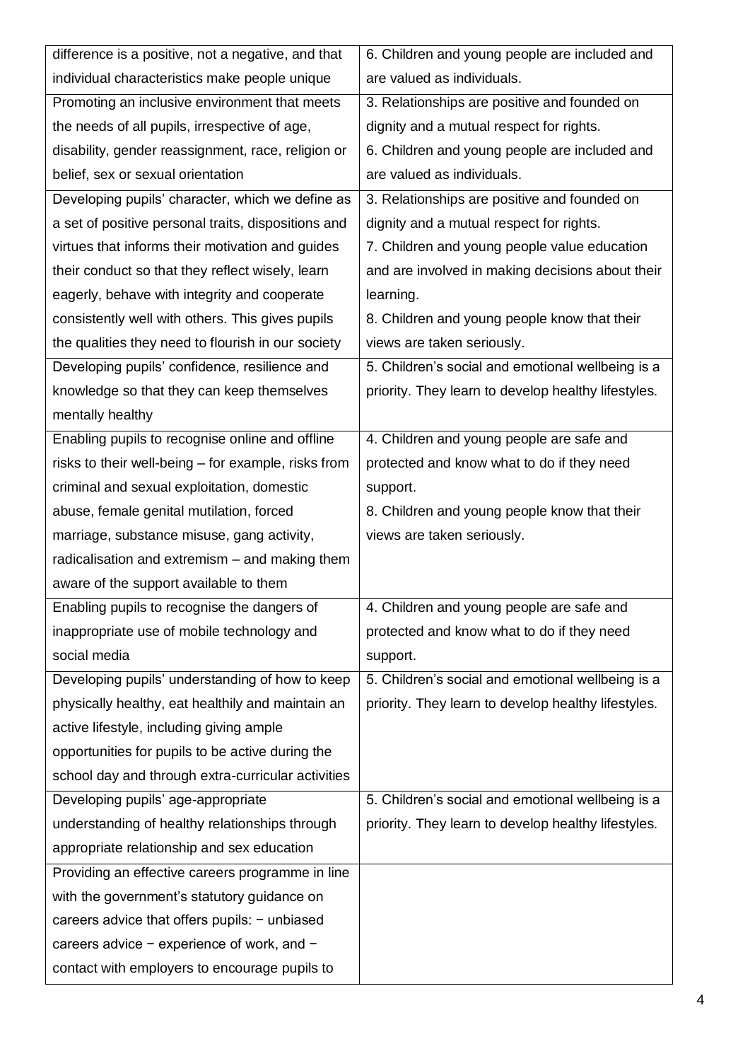| | |
|---|---|
| difference is a positive, not a negative, and that individual characteristics make people unique | 6. Children and young people are included and are valued as individuals. |
| Promoting an inclusive environment that meets the needs of all pupils, irrespective of age, disability, gender reassignment, race, religion or belief, sex or sexual orientation | 3. Relationships are positive and founded on dignity and a mutual respect for rights.<br>6. Children and young people are included and are valued as individuals. |
| Developing pupils' character, which we define as a set of positive personal traits, dispositions and virtues that informs their motivation and guides their conduct so that they reflect wisely, learn eagerly, behave with integrity and cooperate consistently well with others. This gives pupils the qualities they need to flourish in our society | 3. Relationships are positive and founded on dignity and a mutual respect for rights.<br>7. Children and young people value education and are involved in making decisions about their learning.<br>8. Children and young people know that their views are taken seriously. |
| Developing pupils' confidence, resilience and knowledge so that they can keep themselves mentally healthy | 5. Children's social and emotional wellbeing is a priority. They learn to develop healthy lifestyles. |
| Enabling pupils to recognise online and offline risks to their well-being – for example, risks from criminal and sexual exploitation, domestic abuse, female genital mutilation, forced marriage, substance misuse, gang activity, radicalisation and extremism – and making them aware of the support available to them | 4. Children and young people are safe and protected and know what to do if they need support.<br>8. Children and young people know that their views are taken seriously. |
| Enabling pupils to recognise the dangers of inappropriate use of mobile technology and social media | 4. Children and young people are safe and protected and know what to do if they need support. |
| Developing pupils' understanding of how to keep physically healthy, eat healthily and maintain an active lifestyle, including giving ample opportunities for pupils to be active during the school day and through extra-curricular activities | 5. Children's social and emotional wellbeing is a priority. They learn to develop healthy lifestyles. |
| Developing pupils' age-appropriate understanding of healthy relationships through appropriate relationship and sex education | 5. Children's social and emotional wellbeing is a priority. They learn to develop healthy lifestyles. |
| Providing an effective careers programme in line with the government's statutory guidance on careers advice that offers pupils: − unbiased careers advice − experience of work, and − contact with employers to encourage pupils to | |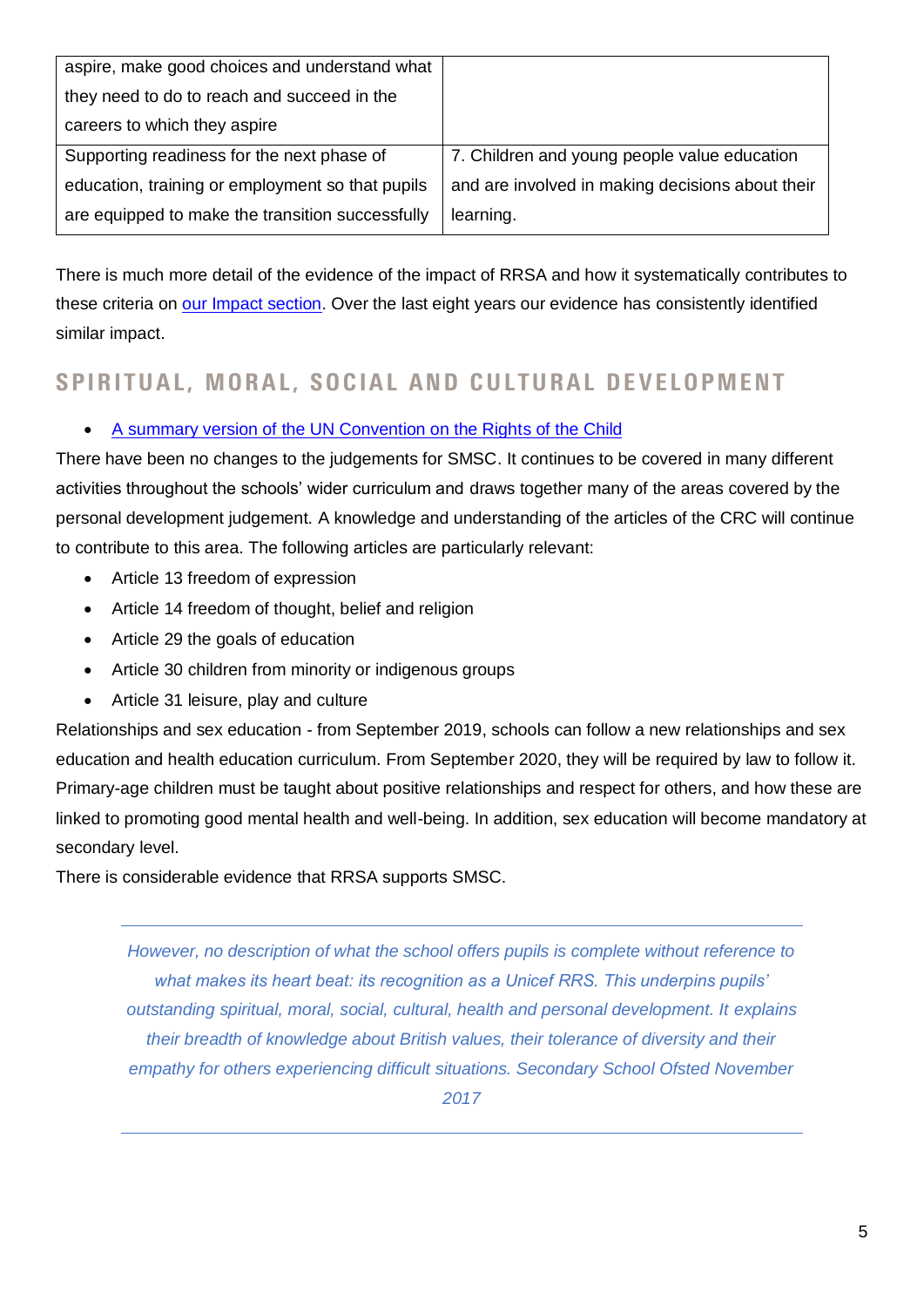| | |
|---|---|
| aspire, make good choices and understand what they need to do to reach and succeed in the careers to which they aspire | |
| Supporting readiness for the next phase of education, training or employment so that pupils are equipped to make the transition successfully | 7. Children and young people value education and are involved in making decisions about their learning. |

There is much more detail of the evidence of the impact of RRSA and how it systematically contributes to these criteria on [our Impact section](). Over the last eight years our evidence has consistently identified similar impact.

## SPIRITUAL, MORAL, SOCIAL AND CULTURAL DEVELOPMENT

- [A summary version of the UN Convention on the Rights of the Child]()

There have been no changes to the judgements for SMSC. It continues to be covered in many different activities throughout the schools' wider curriculum and draws together many of the areas covered by the personal development judgement. A knowledge and understanding of the articles of the CRC will continue to contribute to this area. The following articles are particularly relevant:

- Article 13 freedom of expression
- Article 14 freedom of thought, belief and religion
- Article 29 the goals of education
- Article 30 children from minority or indigenous groups
- Article 31 leisure, play and culture

Relationships and sex education - from September 2019, schools can follow a new relationships and sex education and health education curriculum. From September 2020, they will be required by law to follow it. Primary-age children must be taught about positive relationships and respect for others, and how these are linked to promoting good mental health and well-being. In addition, sex education will become mandatory at secondary level.

There is considerable evidence that RRSA supports SMSC.

---

*However, no description of what the school offers pupils is complete without reference to what makes its heart beat: its recognition as a Unicef RRS. This underpins pupils' outstanding spiritual, moral, social, cultural, health and personal development. It explains their breadth of knowledge about British values, their tolerance of diversity and their empathy for others experiencing difficult situations. Secondary School Ofsted November 2017*

---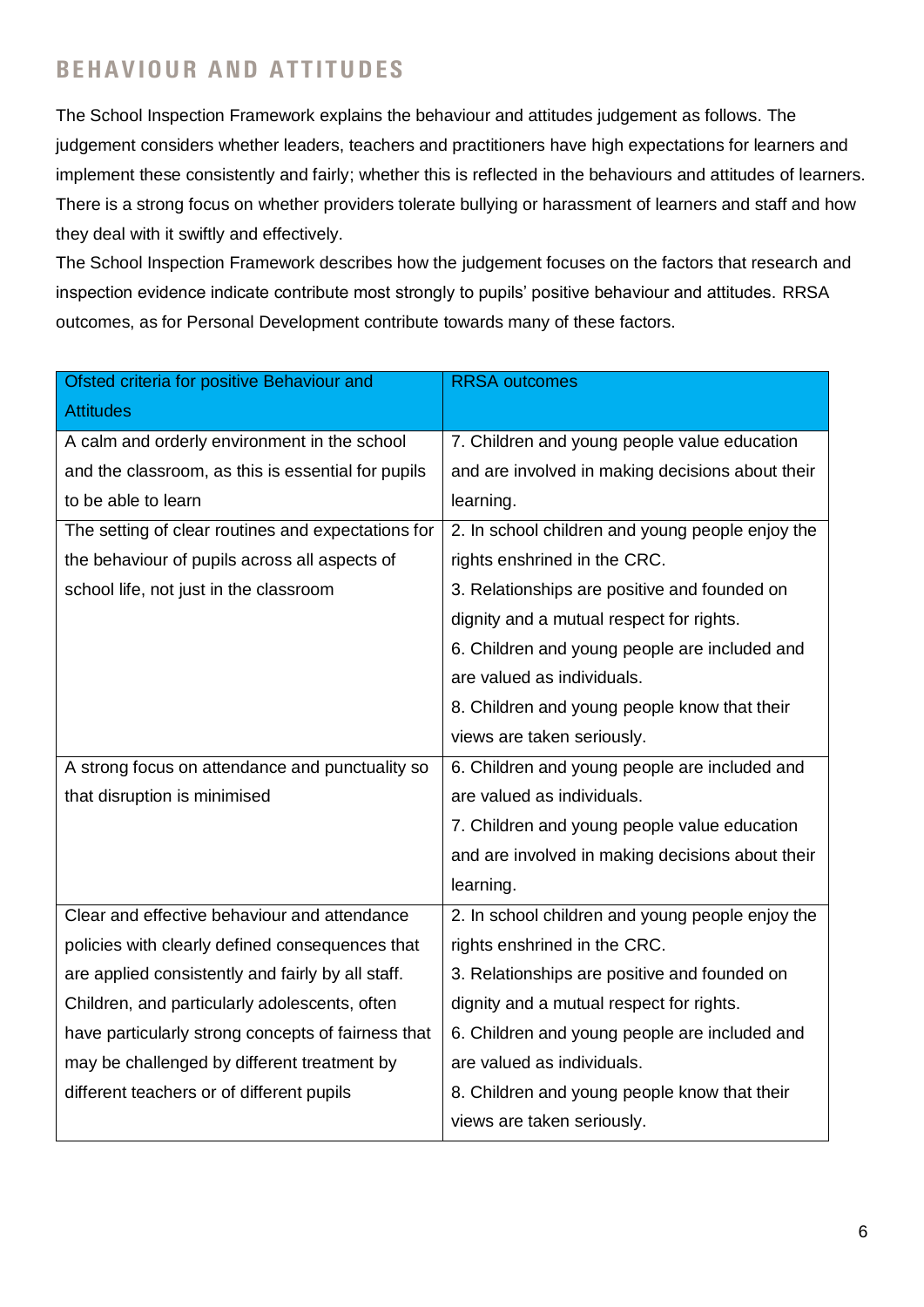## BEHAVIOUR AND ATTITUDES

The School Inspection Framework explains the behaviour and attitudes judgement as follows. The judgement considers whether leaders, teachers and practitioners have high expectations for learners and implement these consistently and fairly; whether this is reflected in the behaviours and attitudes of learners. There is a strong focus on whether providers tolerate bullying or harassment of learners and staff and how they deal with it swiftly and effectively.

The School Inspection Framework describes how the judgement focuses on the factors that research and inspection evidence indicate contribute most strongly to pupils' positive behaviour and attitudes. RRSA outcomes, as for Personal Development contribute towards many of these factors.

| Ofsted criteria for positive Behaviour and Attitudes | RRSA outcomes |
|---|---|
| A calm and orderly environment in the school and the classroom, as this is essential for pupils to be able to learn | 7. Children and young people value education and are involved in making decisions about their learning. |
| The setting of clear routines and expectations for the behaviour of pupils across all aspects of school life, not just in the classroom | 2. In school children and young people enjoy the rights enshrined in the CRC.<br>3. Relationships are positive and founded on dignity and a mutual respect for rights.<br>6. Children and young people are included and are valued as individuals.<br>8. Children and young people know that their views are taken seriously. |
| A strong focus on attendance and punctuality so that disruption is minimised | 6. Children and young people are included and are valued as individuals.<br>7. Children and young people value education and are involved in making decisions about their learning. |
| Clear and effective behaviour and attendance policies with clearly defined consequences that are applied consistently and fairly by all staff. Children, and particularly adolescents, often have particularly strong concepts of fairness that may be challenged by different treatment by different teachers or of different pupils | 2. In school children and young people enjoy the rights enshrined in the CRC.<br>3. Relationships are positive and founded on dignity and a mutual respect for rights.<br>6. Children and young people are included and are valued as individuals.<br>8. Children and young people know that their views are taken seriously. |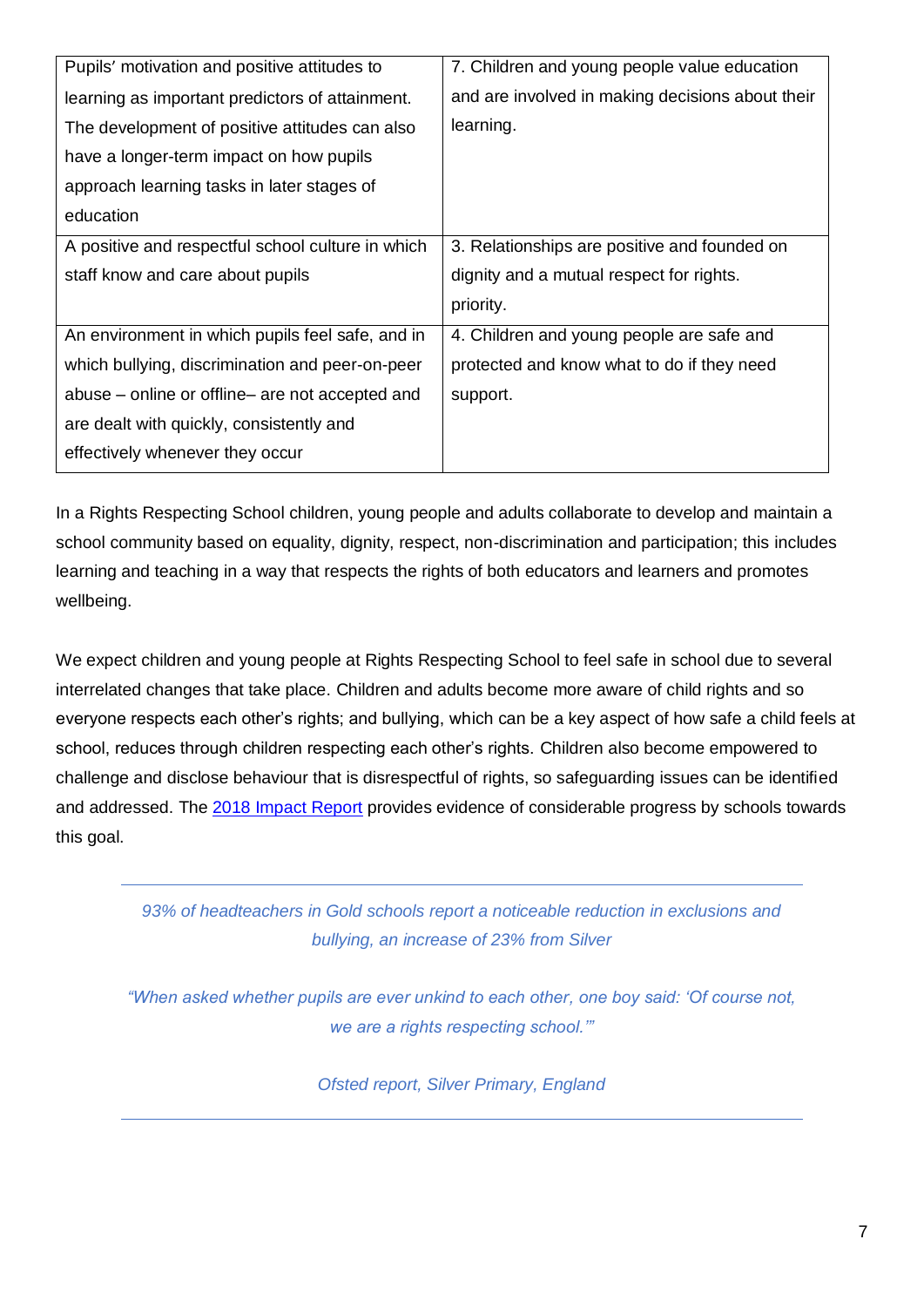| | |
|---|---|
| Pupils' motivation and positive attitudes to learning as important predictors of attainment. The development of positive attitudes can also have a longer-term impact on how pupils approach learning tasks in later stages of education | 7. Children and young people value education and are involved in making decisions about their learning. |
| A positive and respectful school culture in which staff know and care about pupils | 3. Relationships are positive and founded on dignity and a mutual respect for rights. priority. |
| An environment in which pupils feel safe, and in which bullying, discrimination and peer-on-peer abuse – online or offline– are not accepted and are dealt with quickly, consistently and effectively whenever they occur | 4. Children and young people are safe and protected and know what to do if they need support. |

In a Rights Respecting School children, young people and adults collaborate to develop and maintain a school community based on equality, dignity, respect, non-discrimination and participation; this includes learning and teaching in a way that respects the rights of both educators and learners and promotes wellbeing.

We expect children and young people at Rights Respecting School to feel safe in school due to several interrelated changes that take place. Children and adults become more aware of child rights and so everyone respects each other's rights; and bullying, which can be a key aspect of how safe a child feels at school, reduces through children respecting each other's rights. Children also become empowered to challenge and disclose behaviour that is disrespectful of rights, so safeguarding issues can be identified and addressed. The [2018 Impact Report] provides evidence of considerable progress by schools towards this goal.

---

*93% of headteachers in Gold schools report a noticeable reduction in exclusions and bullying, an increase of 23% from Silver*

*"When asked whether pupils are ever unkind to each other, one boy said: 'Of course not, we are a rights respecting school.'"*

*Ofsted report, Silver Primary, England*

---